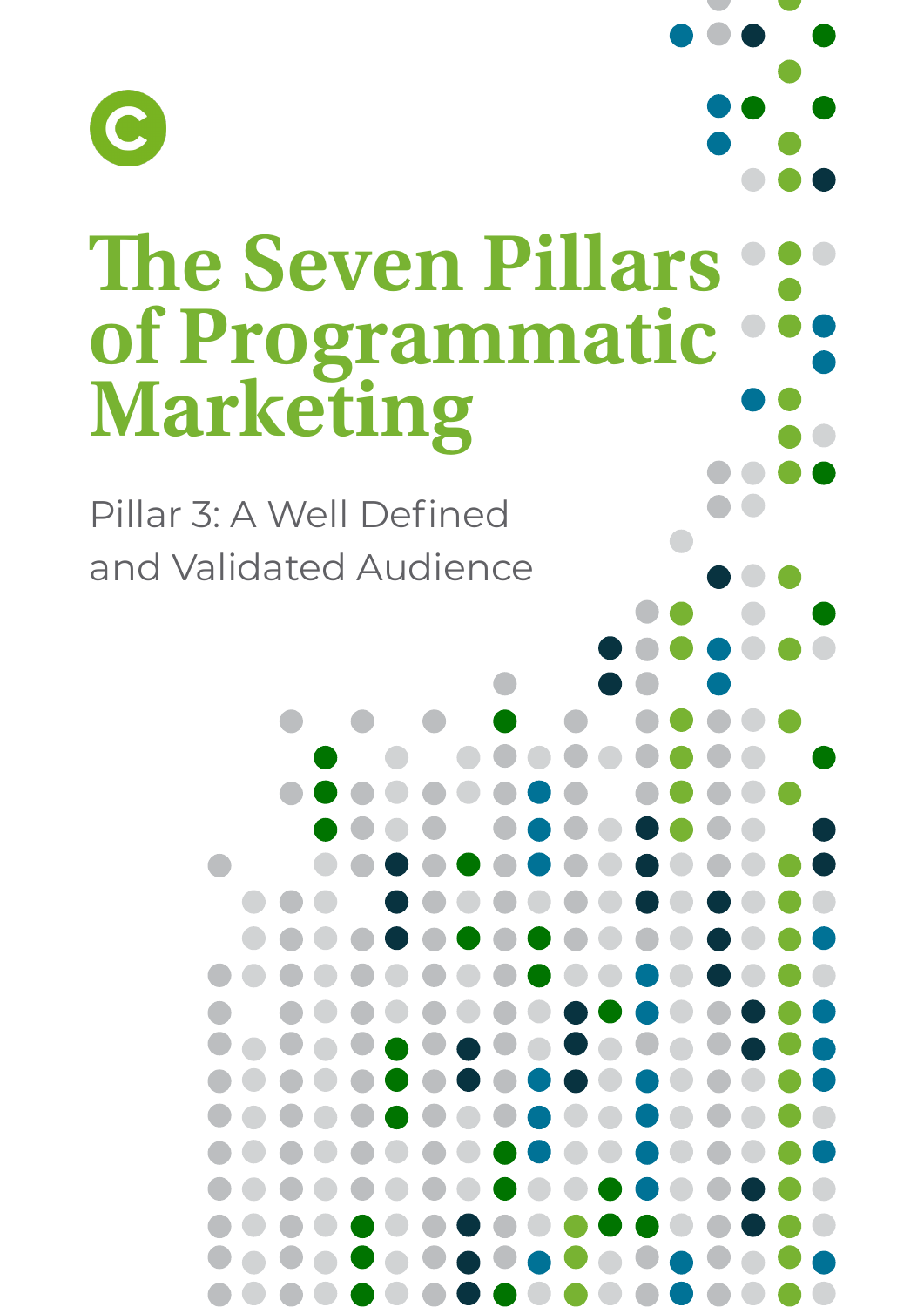# The Seven Pillars of Programmatic Marketing

Pillar 3: A Well Defined and Validated Audience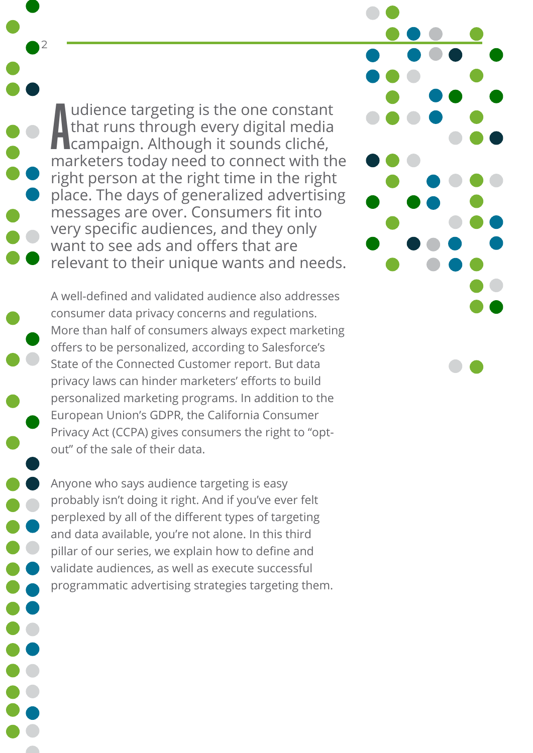Audience targeting is the one constant that runs through every digital media campaign. Although it sounds cliché, marketers today need to connect with the right person at the right time in the right place. The days of generalized advertising messages are over. Consumers fit into very specific audiences, and they only want to see ads and offers that are relevant to their unique wants and needs.

A well-defined and validated audience also addresses consumer data privacy concerns and regulations. More than half of consumers always expect marketing offers to be personalized, according to Salesforce's State of the Connected Customer report. But data privacy laws can hinder marketers' efforts to build personalized marketing programs. In addition to the European Union's GDPR, the California Consumer Privacy Act (CCPA) gives consumers the right to "opt-out" of the sale of their data.

Anyone who says audience targeting is easy probably isn't doing it right. And if you've ever felt perplexed by all of the different types of targeting and data available, you're not alone. In this third pillar of our series, we explain how to define and validate audiences, as well as execute successful programmatic advertising strategies targeting them.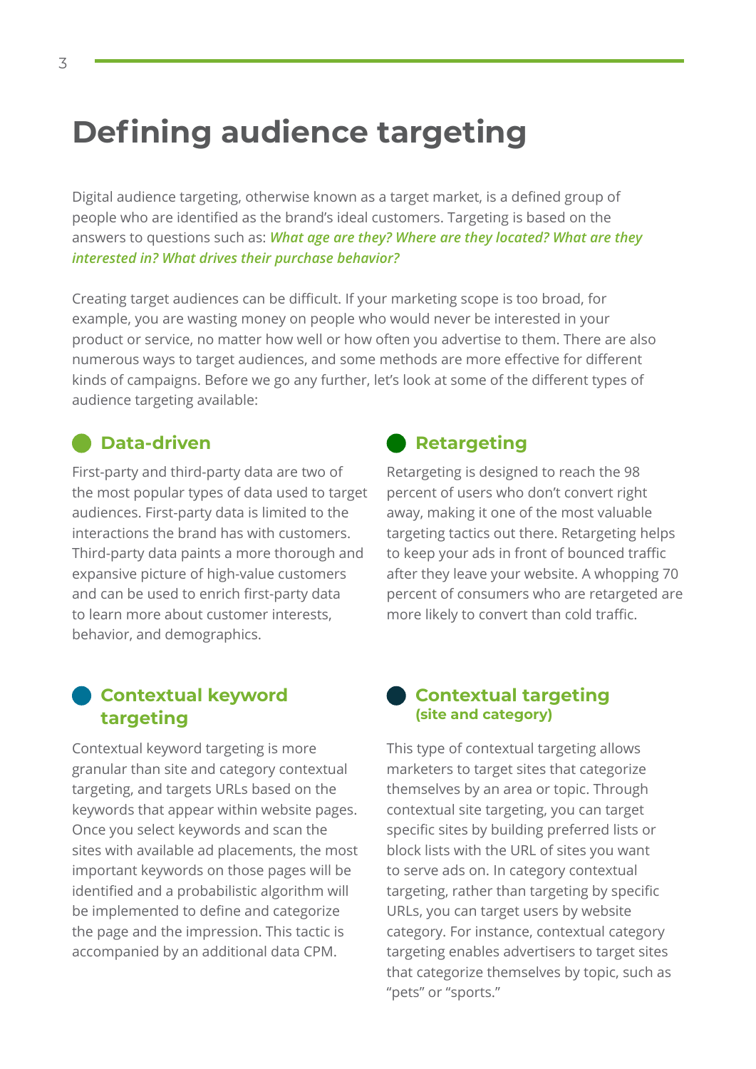# Defining audience targeting

Digital audience targeting, otherwise known as a target market, is a defined group of people who are identified as the brand's ideal customers. Targeting is based on the answers to questions such as: ***What age are they? Where are they located? What are they interested in? What drives their purchase behavior?***

Creating target audiences can be difficult. If your marketing scope is too broad, for example, you are wasting money on people who would never be interested in your product or service, no matter how well or how often you advertise to them. There are also numerous ways to target audiences, and some methods are more effective for different kinds of campaigns. Before we go any further, let's look at some of the different types of audience targeting available:

## Data-driven

First-party and third-party data are two of the most popular types of data used to target audiences. First-party data is limited to the interactions the brand has with customers. Third-party data paints a more thorough and expansive picture of high-value customers and can be used to enrich first-party data to learn more about customer interests, behavior, and demographics.

## Retargeting

Retargeting is designed to reach the 98 percent of users who don't convert right away, making it one of the most valuable targeting tactics out there. Retargeting helps to keep your ads in front of bounced traffic after they leave your website. A whopping 70 percent of consumers who are retargeted are more likely to convert than cold traffic.

## Contextual keyword targeting

Contextual keyword targeting is more granular than site and category contextual targeting, and targets URLs based on the keywords that appear within website pages. Once you select keywords and scan the sites with available ad placements, the most important keywords on those pages will be identified and a probabilistic algorithm will be implemented to define and categorize the page and the impression. This tactic is accompanied by an additional data CPM.

## Contextual targeting (site and category)

This type of contextual targeting allows marketers to target sites that categorize themselves by an area or topic. Through contextual site targeting, you can target specific sites by building preferred lists or block lists with the URL of sites you want to serve ads on. In category contextual targeting, rather than targeting by specific URLs, you can target users by website category. For instance, contextual category targeting enables advertisers to target sites that categorize themselves by topic, such as "pets" or "sports."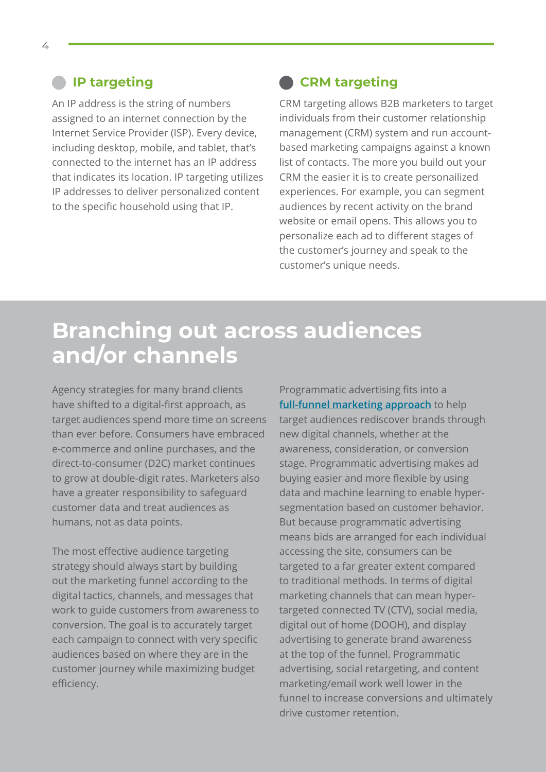### IP targeting

An IP address is the string of numbers assigned to an internet connection by the Internet Service Provider (ISP). Every device, including desktop, mobile, and tablet, that's connected to the internet has an IP address that indicates its location. IP targeting utilizes IP addresses to deliver personalized content to the specific household using that IP.

### CRM targeting

CRM targeting allows B2B marketers to target individuals from their customer relationship management (CRM) system and run account-based marketing campaigns against a known list of contacts. The more you build out your CRM the easier it is to create personailized experiences. For example, you can segment audiences by recent activity on the brand website or email opens. This allows you to personalize each ad to different stages of the customer's journey and speak to the customer's unique needs.

## Branching out across audiences and/or channels

Agency strategies for many brand clients have shifted to a digital-first approach, as target audiences spend more time on screens than ever before. Consumers have embraced e-commerce and online purchases, and the direct-to-consumer (D2C) market continues to grow at double-digit rates. Marketers also have a greater responsibility to safeguard customer data and treat audiences as humans, not as data points.

The most effective audience targeting strategy should always start by building out the marketing funnel according to the digital tactics, channels, and messages that work to guide customers from awareness to conversion. The goal is to accurately target each campaign to connect with very specific audiences based on where they are in the customer journey while maximizing budget efficiency.

Programmatic advertising fits into a **full-funnel marketing approach** to help target audiences rediscover brands through new digital channels, whether at the awareness, consideration, or conversion stage. Programmatic advertising makes ad buying easier and more flexible by using data and machine learning to enable hyper-segmentation based on customer behavior. But because programmatic advertising means bids are arranged for each individual accessing the site, consumers can be targeted to a far greater extent compared to traditional methods. In terms of digital marketing channels that can mean hyper-targeted connected TV (CTV), social media, digital out of home (DOOH), and display advertising to generate brand awareness at the top of the funnel. Programmatic advertising, social retargeting, and content marketing/email work well lower in the funnel to increase conversions and ultimately drive customer retention.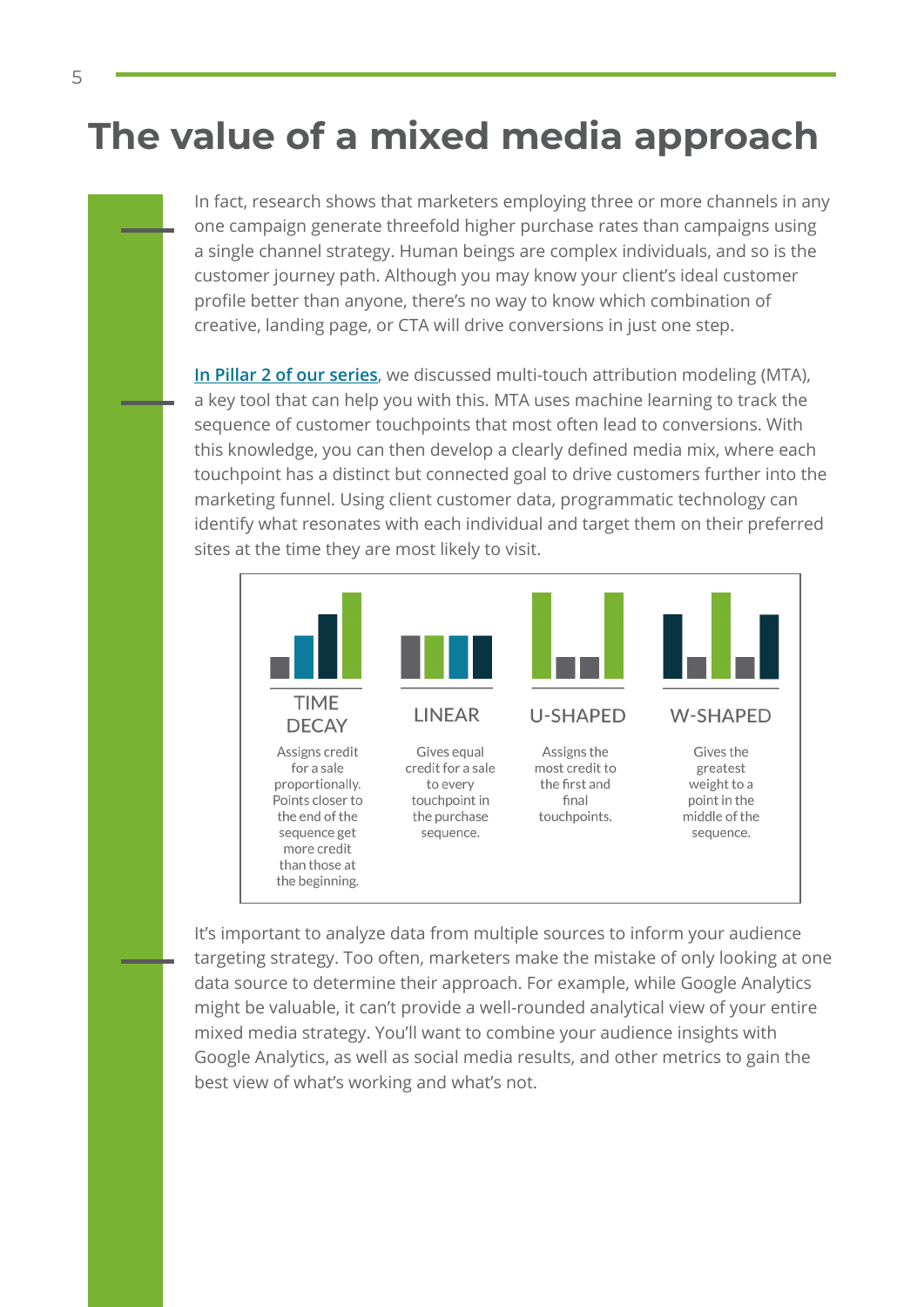# The value of a mixed media approach

In fact, research shows that marketers employing three or more channels in any one campaign generate threefold higher purchase rates than campaigns using a single channel strategy. Human beings are complex individuals, and so is the customer journey path. Although you may know your client's ideal customer profile better than anyone, there's no way to know which combination of creative, landing page, or CTA will drive conversions in just one step.

In Pillar 2 of our series, we discussed multi-touch attribution modeling (MTA), a key tool that can help you with this. MTA uses machine learning to track the sequence of customer touchpoints that most often lead to conversions. With this knowledge, you can then develop a clearly defined media mix, where each touchpoint has a distinct but connected goal to drive customers further into the marketing funnel. Using client customer data, programmatic technology can identify what resonates with each individual and target them on their preferred sites at the time they are most likely to visit.

| TIME DECAY | LINEAR | U-SHAPED | W-SHAPED |
|---|---|---|---|
| Assigns credit for a sale proportionally. Points closer to the end of the sequence get more credit than those at the beginning. | Gives equal credit for a sale to every touchpoint in the purchase sequence. | Assigns the most credit to the first and final touchpoints. | Gives the greatest weight to a point in the middle of the sequence. |

It's important to analyze data from multiple sources to inform your audience targeting strategy. Too often, marketers make the mistake of only looking at one data source to determine their approach. For example, while Google Analytics might be valuable, it can't provide a well-rounded analytical view of your entire mixed media strategy. You'll want to combine your audience insights with Google Analytics, as well as social media results, and other metrics to gain the best view of what's working and what's not.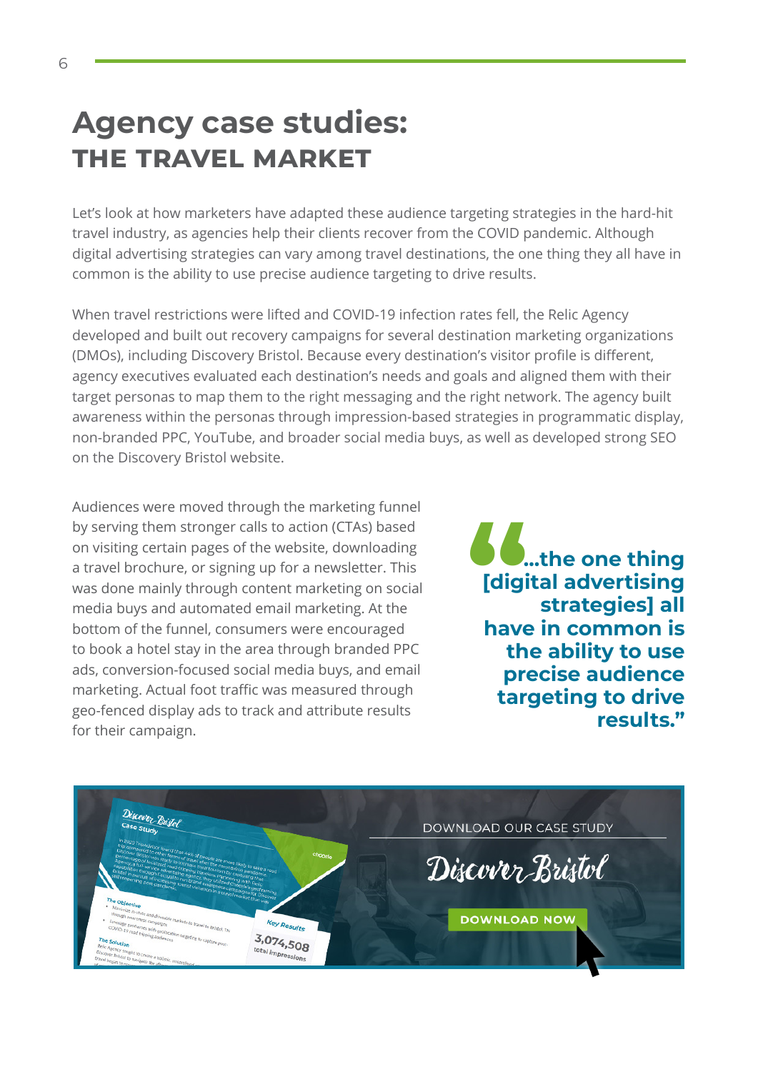# Agency case studies:
## THE TRAVEL MARKET

Let's look at how marketers have adapted these audience targeting strategies in the hard-hit travel industry, as agencies help their clients recover from the COVID pandemic. Although digital advertising strategies can vary among travel destinations, the one thing they all have in common is the ability to use precise audience targeting to drive results.

When travel restrictions were lifted and COVID-19 infection rates fell, the Relic Agency developed and built out recovery campaigns for several destination marketing organizations (DMOs), including Discovery Bristol. Because every destination's visitor profile is different, agency executives evaluated each destination's needs and goals and aligned them with their target personas to map them to the right messaging and the right network. The agency built awareness within the personas through impression-based strategies in programmatic display, non-branded PPC, YouTube, and broader social media buys, as well as developed strong SEO on the Discovery Bristol website.

Audiences were moved through the marketing funnel by serving them stronger calls to action (CTAs) based on visiting certain pages of the website, downloading a travel brochure, or signing up for a newsletter. This was done mainly through content marketing on social media buys and automated email marketing. At the bottom of the funnel, consumers were encouraged to book a hotel stay in the area through branded PPC ads, conversion-focused social media buys, and email marketing. Actual foot traffic was measured through geo-fenced display ads to track and attribute results for their campaign.

> **"...the one thing [digital advertising strategies] all have in common is the ability to use precise audience targeting to drive results."**

DOWNLOAD OUR CASE STUDY

Discover Bristol

**DOWNLOAD NOW**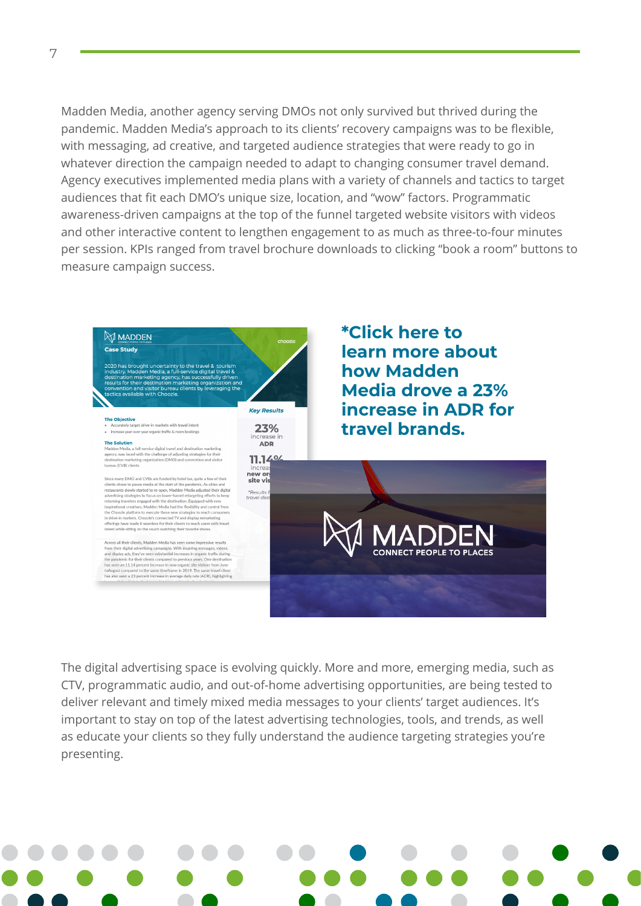Madden Media, another agency serving DMOs not only survived but thrived during the pandemic. Madden Media's approach to its clients' recovery campaigns was to be flexible, with messaging, ad creative, and targeted audience strategies that were ready to go in whatever direction the campaign needed to adapt to changing consumer travel demand. Agency executives implemented media plans with a variety of channels and tactics to target audiences that fit each DMO's unique size, location, and "wow" factors. Programmatic awareness-driven campaigns at the top of the funnel targeted website visitors with videos and other interactive content to lengthen engagement to as much as three-to-four minutes per session. KPIs ranged from travel brochure downloads to clicking "book a room" buttons to measure campaign success.

**\*Click here to learn more about how Madden Media drove a 23% increase in ADR for travel brands.**

The digital advertising space is evolving quickly. More and more, emerging media, such as CTV, programmatic audio, and out-of-home advertising opportunities, are being tested to deliver relevant and timely mixed media messages to your clients' target audiences. It's important to stay on top of the latest advertising technologies, tools, and trends, as well as educate your clients so they fully understand the audience targeting strategies you're presenting.